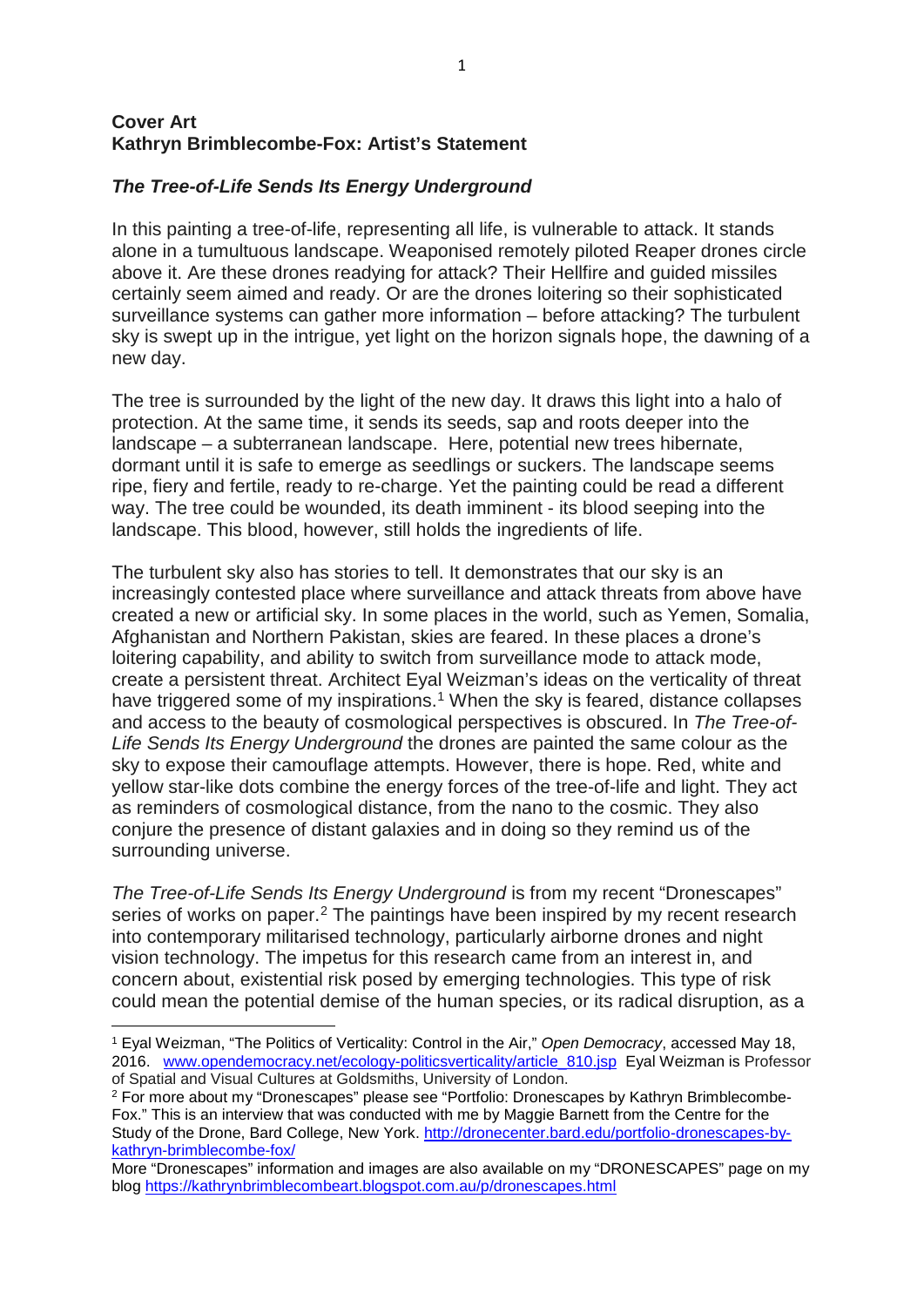**Cover Art**
**Kathryn Bremblecombe-Fox: Artist's Statement**

### *The Tree-of-Life Sends Its Energy Underground*

In this painting a tree-of-life, representing all life, is vulnerable to attack. It stands alone in a tumultuous landscape. Weaponised remotely piloted Reaper drones circle above it. Are these drones readying for attack? Their Hellfire and guided missiles certainly seem aimed and ready. Or are the drones loitering so their sophisticated surveillance systems can gather more information – before attacking? The turbulent sky is swept up in the intrigue, yet light on the horizon signals hope, the dawning of a new day.

The tree is surrounded by the light of the new day. It draws this light into a halo of protection. At the same time, it sends its seeds, sap and roots deeper into the landscape – a subterranean landscape. Here, potential new trees hibernate, dormant until it is safe to emerge as seedlings or suckers. The landscape seems ripe, fiery and fertile, ready to re-charge. Yet the painting could be read a different way. The tree could be wounded, its death imminent - its blood seeping into the landscape. This blood, however, still holds the ingredients of life.

The turbulent sky also has stories to tell. It demonstrates that our sky is an increasingly contested place where surveillance and attack threats from above have created a new or artificial sky. In some places in the world, such as Yemen, Somalia, Afghanistan and Northern Pakistan, skies are feared. In these places a drone's loitering capability, and ability to switch from surveillance mode to attack mode, create a persistent threat. Architect Eyal Weizman's ideas on the verticality of threat have triggered some of my inspirations.[1] When the sky is feared, distance collapses and access to the beauty of cosmological perspectives is obscured. In *The Tree-of-Life Sends Its Energy Underground* the drones are painted the same colour as the sky to expose their camouflage attempts. However, there is hope. Red, white and yellow star-like dots combine the energy forces of the tree-of-life and light. They act as reminders of cosmological distance, from the nano to the cosmic. They also conjure the presence of distant galaxies and in doing so they remind us of the surrounding universe.

*The Tree-of-Life Sends Its Energy Underground* is from my recent "Dronescapes" series of works on paper.[2] The paintings have been inspired by my recent research into contemporary militarised technology, particularly airborne drones and night vision technology. The impetus for this research came from an interest in, and concern about, existential risk posed by emerging technologies. This type of risk could mean the potential demise of the human species, or its radical disruption, as a

---

[1] Eyal Weizman, "The Politics of Verticality: Control in the Air," *Open Democracy*, accessed May 18, 2016. www.opendemocracy.net/ecology-politicsverticality/article_810.jsp Eyal Weizman is Professor of Spatial and Visual Cultures at Goldsmiths, University of London.

[2] For more about my "Dronescapes" please see "Portfolio: Dronescapes by Kathryn Brimblecombe-Fox." This is an interview that was conducted with me by Maggie Barnett from the Centre for the Study of the Drone, Bard College, New York. http://dronecenter.bard.edu/portfolio-dronescapes-by-kathryn-brimblecombe-fox/

More "Dronescapes" information and images are also available on my "DRONESCAPES" page on my blog https://kathrynbrimblecombeart.blogspot.com.au/p/dronescapes.html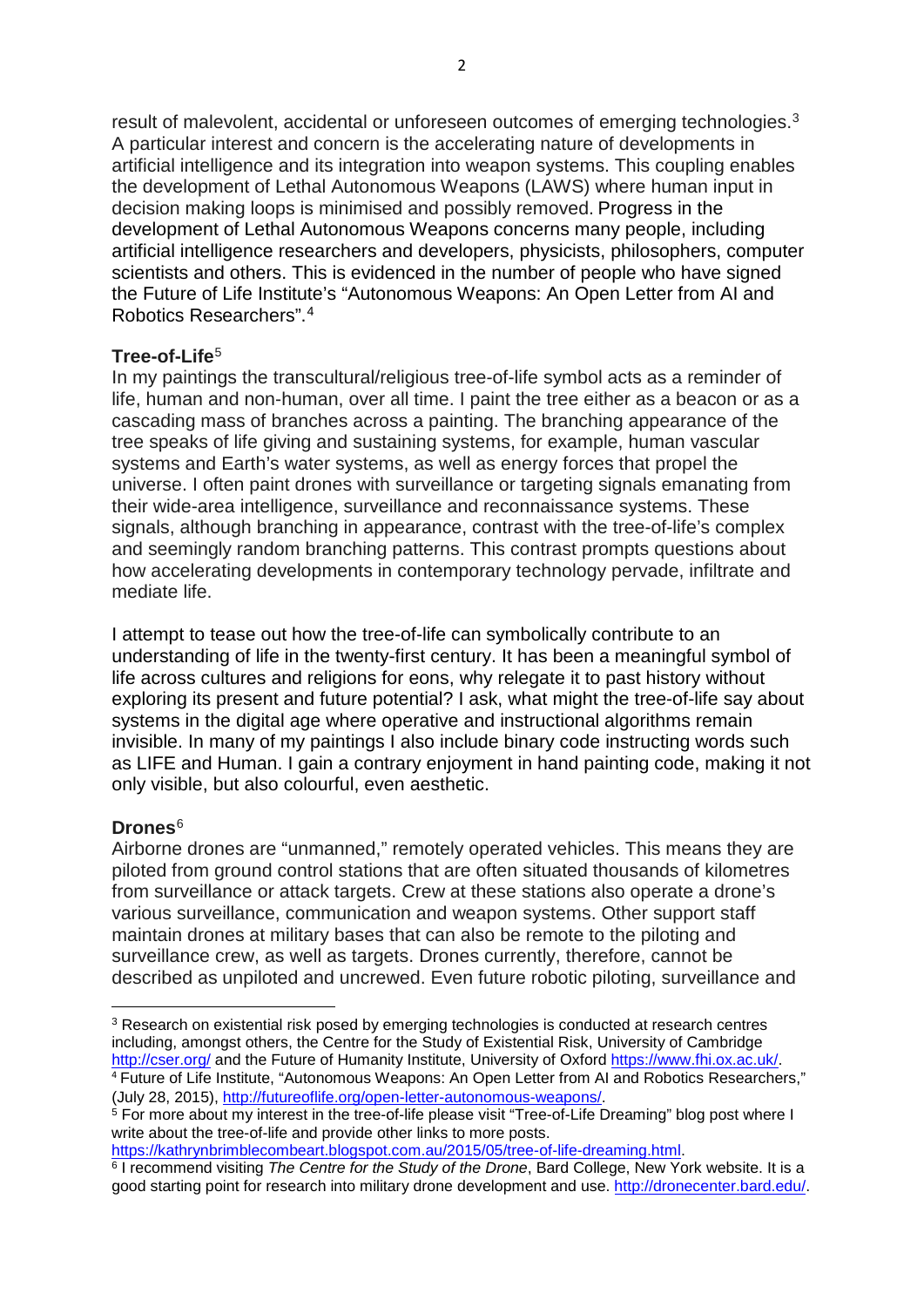result of malevolent, accidental or unforeseen outcomes of emerging technologies.[3] A particular interest and concern is the accelerating nature of developments in artificial intelligence and its integration into weapon systems. This coupling enables the development of Lethal Autonomous Weapons (LAWS) where human input in decision making loops is minimised and possibly removed. Progress in the development of Lethal Autonomous Weapons concerns many people, including artificial intelligence researchers and developers, physicists, philosophers, computer scientists and others. This is evidenced in the number of people who have signed the Future of Life Institute's "Autonomous Weapons: An Open Letter from AI and Robotics Researchers".[4]

**Tree-of-Life**[5]

In my paintings the transcultural/religious tree-of-life symbol acts as a reminder of life, human and non-human, over all time. I paint the tree either as a beacon or as a cascading mass of branches across a painting. The branching appearance of the tree speaks of life giving and sustaining systems, for example, human vascular systems and Earth's water systems, as well as energy forces that propel the universe. I often paint drones with surveillance or targeting signals emanating from their wide-area intelligence, surveillance and reconnaissance systems. These signals, although branching in appearance, contrast with the tree-of-life's complex and seemingly random branching patterns. This contrast prompts questions about how accelerating developments in contemporary technology pervade, infiltrate and mediate life.

I attempt to tease out how the tree-of-life can symbolically contribute to an understanding of life in the twenty-first century. It has been a meaningful symbol of life across cultures and religions for eons, why relegate it to past history without exploring its present and future potential? I ask, what might the tree-of-life say about systems in the digital age where operative and instructional algorithms remain invisible. In many of my paintings I also include binary code instructing words such as LIFE and Human. I gain a contrary enjoyment in hand painting code, making it not only visible, but also colourful, even aesthetic.

**Drones**[6]

Airborne drones are "unmanned," remotely operated vehicles. This means they are piloted from ground control stations that are often situated thousands of kilometres from surveillance or attack targets. Crew at these stations also operate a drone's various surveillance, communication and weapon systems. Other support staff maintain drones at military bases that can also be remote to the piloting and surveillance crew, as well as targets. Drones currently, therefore, cannot be described as unpiloted and uncrewed. Even future robotic piloting, surveillance and

---

[3] Research on existential risk posed by emerging technologies is conducted at research centres including, amongst others, the Centre for the Study of Existential Risk, University of Cambridge http://cser.org/ and the Future of Humanity Institute, University of Oxford https://www.fhi.ox.ac.uk/.

[4] Future of Life Institute, "Autonomous Weapons: An Open Letter from AI and Robotics Researchers," (July 28, 2015), http://futureoflife.org/open-letter-autonomous-weapons/.

[5] For more about my interest in the tree-of-life please visit "Tree-of-Life Dreaming" blog post where I write about the tree-of-life and provide other links to more posts. https://kathrynbrimblecombeart.blogspot.com.au/2015/05/tree-of-life-dreaming.html.

[6] I recommend visiting *The Centre for the Study of the Drone*, Bard College, New York website. It is a good starting point for research into military drone development and use. http://dronecenter.bard.edu/.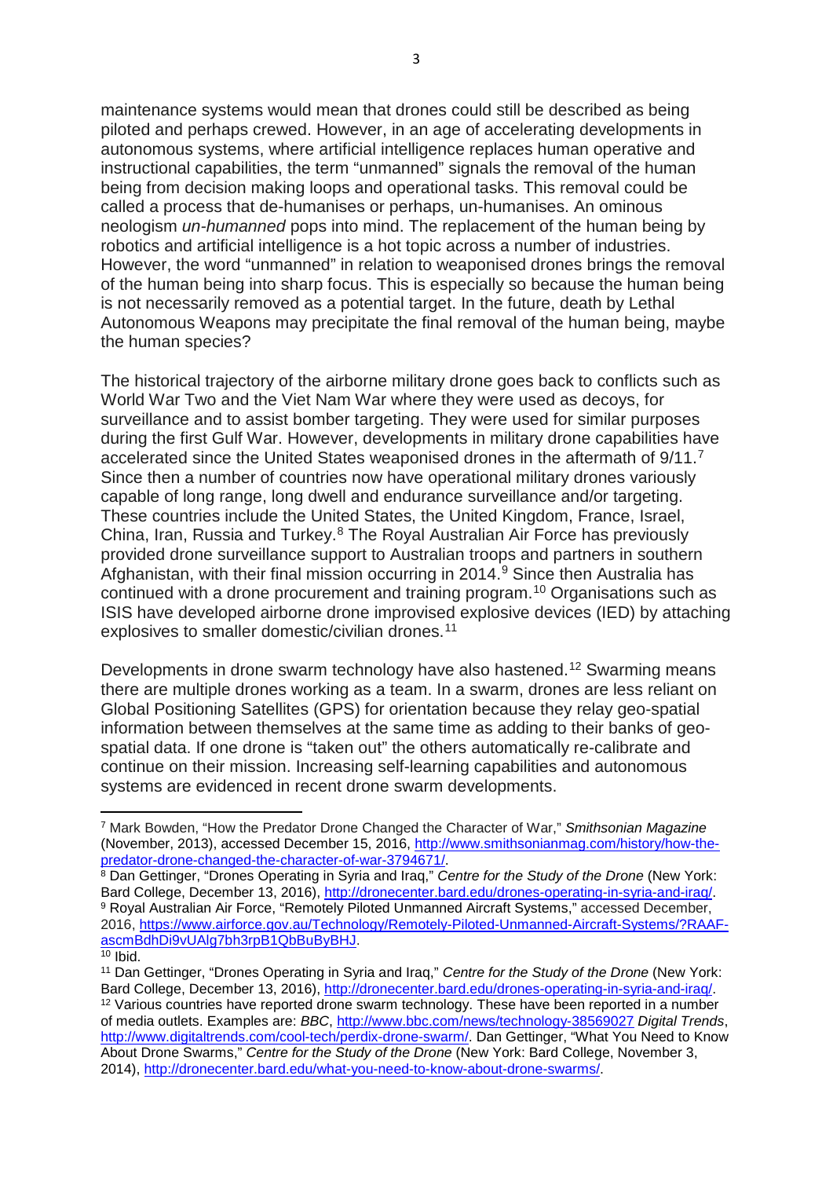maintenance systems would mean that drones could still be described as being piloted and perhaps crewed. However, in an age of accelerating developments in autonomous systems, where artificial intelligence replaces human operative and instructional capabilities, the term "unmanned" signals the removal of the human being from decision making loops and operational tasks. This removal could be called a process that de-humanises or perhaps, un-humanises. An ominous neologism *un-humanned* pops into mind. The replacement of the human being by robotics and artificial intelligence is a hot topic across a number of industries. However, the word "unmanned" in relation to weaponised drones brings the removal of the human being into sharp focus. This is especially so because the human being is not necessarily removed as a potential target. In the future, death by Lethal Autonomous Weapons may precipitate the final removal of the human being, maybe the human species?

The historical trajectory of the airborne military drone goes back to conflicts such as World War Two and the Viet Nam War where they were used as decoys, for surveillance and to assist bomber targeting. They were used for similar purposes during the first Gulf War. However, developments in military drone capabilities have accelerated since the United States weaponised drones in the aftermath of 9/11.[7] Since then a number of countries now have operational military drones variously capable of long range, long dwell and endurance surveillance and/or targeting. These countries include the United States, the United Kingdom, France, Israel, China, Iran, Russia and Turkey.[8] The Royal Australian Air Force has previously provided drone surveillance support to Australian troops and partners in southern Afghanistan, with their final mission occurring in 2014.[9] Since then Australia has continued with a drone procurement and training program.[10] Organisations such as ISIS have developed airborne drone improvised explosive devices (IED) by attaching explosives to smaller domestic/civilian drones.[11]

Developments in drone swarm technology have also hastened.[12] Swarming means there are multiple drones working as a team. In a swarm, drones are less reliant on Global Positioning Satellites (GPS) for orientation because they relay geo-spatial information between themselves at the same time as adding to their banks of geo-spatial data. If one drone is "taken out" the others automatically re-calibrate and continue on their mission. Increasing self-learning capabilities and autonomous systems are evidenced in recent drone swarm developments.

---

[7] Mark Bowden, "How the Predator Drone Changed the Character of War," *Smithsonian Magazine* (November, 2013), accessed December 15, 2016, http://www.smithsonianmag.com/history/how-the-predator-drone-changed-the-character-of-war-3794671/.

[8] Dan Gettinger, "Drones Operating in Syria and Iraq," *Centre for the Study of the Drone* (New York: Bard College, December 13, 2016), http://dronecenter.bard.edu/drones-operating-in-syria-and-iraq/.

[9] Royal Australian Air Force, "Remotely Piloted Unmanned Aircraft Systems," accessed December, 2016, https://www.airforce.gov.au/Technology/Remotely-Piloted-Unmanned-Aircraft-Systems/?RAAF-ascmBdhDi9vUAlg7bh3rpB1QbBuByBHJ.

[10] Ibid.

[11] Dan Gettinger, "Drones Operating in Syria and Iraq," *Centre for the Study of the Drone* (New York: Bard College, December 13, 2016), http://dronecenter.bard.edu/drones-operating-in-syria-and-iraq/.

[12] Various countries have reported drone swarm technology. These have been reported in a number of media outlets. Examples are: *BBC*, http://www.bbc.com/news/technology-38569027 *Digital Trends*, http://www.digitaltrends.com/cool-tech/perdix-drone-swarm/. Dan Gettinger, "What You Need to Know About Drone Swarms," *Centre for the Study of the Drone* (New York: Bard College, November 3, 2014), http://dronecenter.bard.edu/what-you-need-to-know-about-drone-swarms/.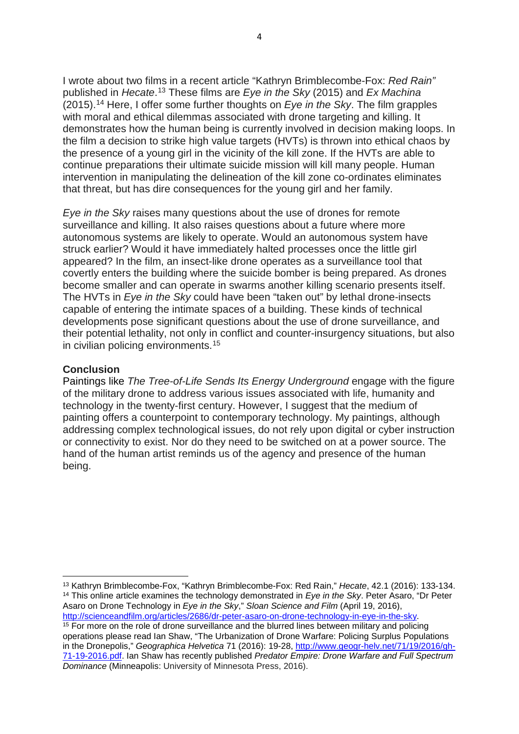I wrote about two films in a recent article "Kathryn Brimblecombe-Fox: *Red Rain"* published in *Hecate*.[13] These films are *Eye in the Sky* (2015) and *Ex Machina* (2015).[14] Here, I offer some further thoughts on *Eye in the Sky*. The film grapples with moral and ethical dilemmas associated with drone targeting and killing. It demonstrates how the human being is currently involved in decision making loops. In the film a decision to strike high value targets (HVTs) is thrown into ethical chaos by the presence of a young girl in the vicinity of the kill zone. If the HVTs are able to continue preparations their ultimate suicide mission will kill many people. Human intervention in manipulating the delineation of the kill zone co-ordinates eliminates that threat, but has dire consequences for the young girl and her family.

*Eye in the Sky* raises many questions about the use of drones for remote surveillance and killing. It also raises questions about a future where more autonomous systems are likely to operate. Would an autonomous system have struck earlier? Would it have immediately halted processes once the little girl appeared? In the film, an insect-like drone operates as a surveillance tool that covertly enters the building where the suicide bomber is being prepared. As drones become smaller and can operate in swarms another killing scenario presents itself. The HVTs in *Eye in the Sky* could have been "taken out" by lethal drone-insects capable of entering the intimate spaces of a building. These kinds of technical developments pose significant questions about the use of drone surveillance, and their potential lethality, not only in conflict and counter-insurgency situations, but also in civilian policing environments.[15]

## Conclusion

Paintings like *The Tree-of-Life Sends Its Energy Underground* engage with the figure of the military drone to address various issues associated with life, humanity and technology in the twenty-first century. However, I suggest that the medium of painting offers a counterpoint to contemporary technology. My paintings, although addressing complex technological issues, do not rely upon digital or cyber instruction or connectivity to exist. Nor do they need to be switched on at a power source. The hand of the human artist reminds us of the agency and presence of the human being.

---

[13] Kathryn Brimblecombe-Fox, "Kathryn Brimblecombe-Fox: Red Rain," *Hecate*, 42.1 (2016): 133-134.

[14] This online article examines the technology demonstrated in *Eye in the Sky*. Peter Asaro, "Dr Peter Asaro on Drone Technology in *Eye in the Sky*," *Sloan Science and Film* (April 19, 2016), http://scienceandfilm.org/articles/2686/dr-peter-asaro-on-drone-technology-in-eye-in-the-sky.

[15] For more on the role of drone surveillance and the blurred lines between military and policing operations please read Ian Shaw, "The Urbanization of Drone Warfare: Policing Surplus Populations in the Dronepolis," *Geographica Helvetica* 71 (2016): 19-28, http://www.geogr-helv.net/71/19/2016/gh-71-19-2016.pdf. Ian Shaw has recently published *Predator Empire: Drone Warfare and Full Spectrum Dominance* (Minneapolis: University of Minnesota Press, 2016).